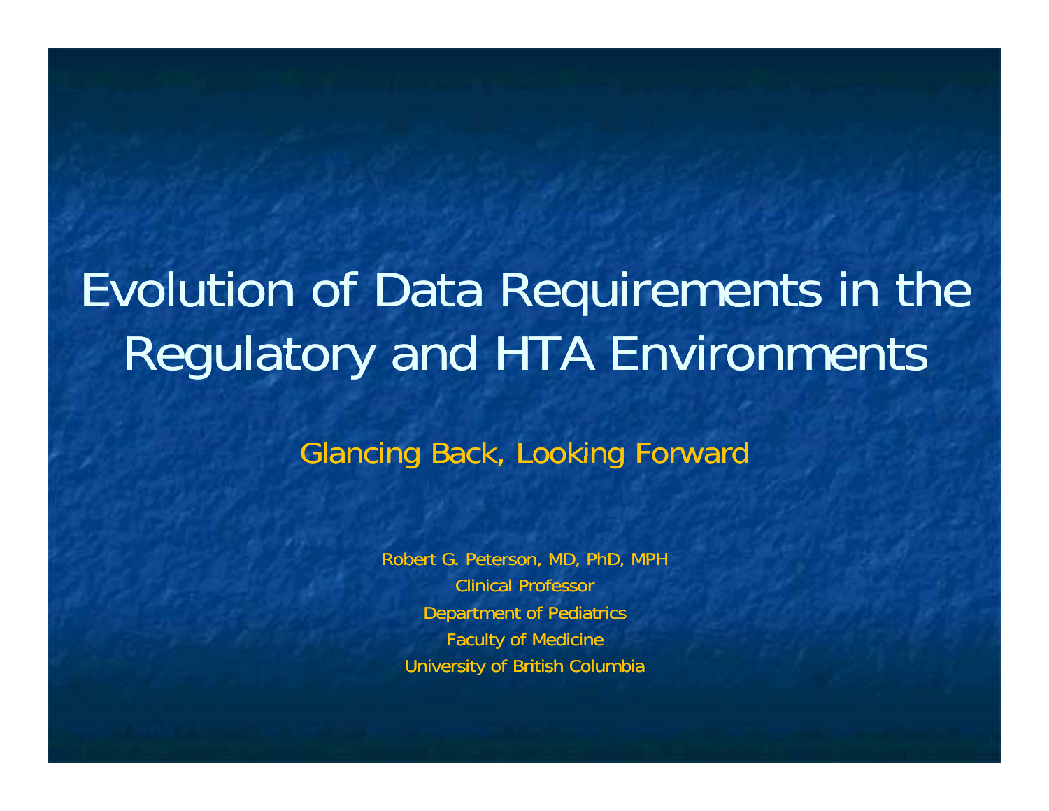# Evolution of Data Requirements in the Regulatory and HTA Environments

## Glancing Back, Looking Forward

Robert G. Peterson, MD, PhD, MPH

Clinical Professor

Department of Pediatrics

Faculty of Medicine

University of British Columbia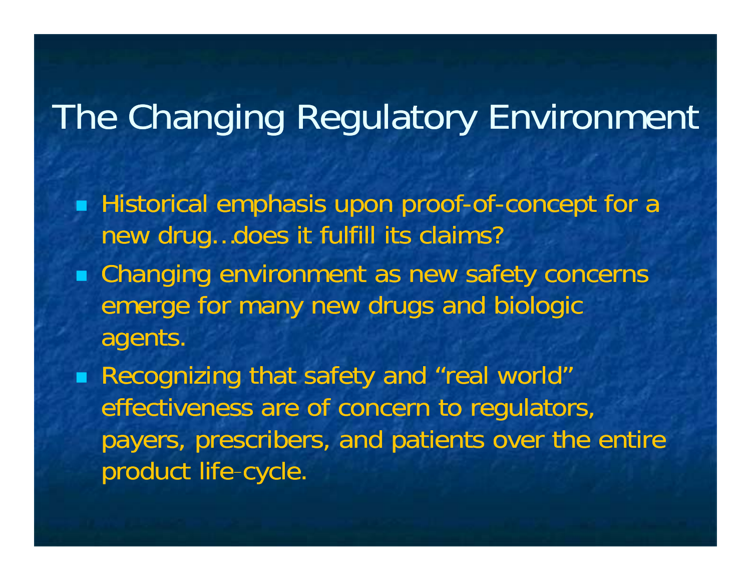# The Changing Regulatory Environment

- Historical emphasis upon proof-of-concept for a new drug…does it fulfill its claims?
- Changing environment as new safety concerns emerge for many new drugs and biologic agents.
- Recognizing that safety and "real world" effectiveness are of concern to regulators, payers, prescribers, and patients over the entire product life-cycle.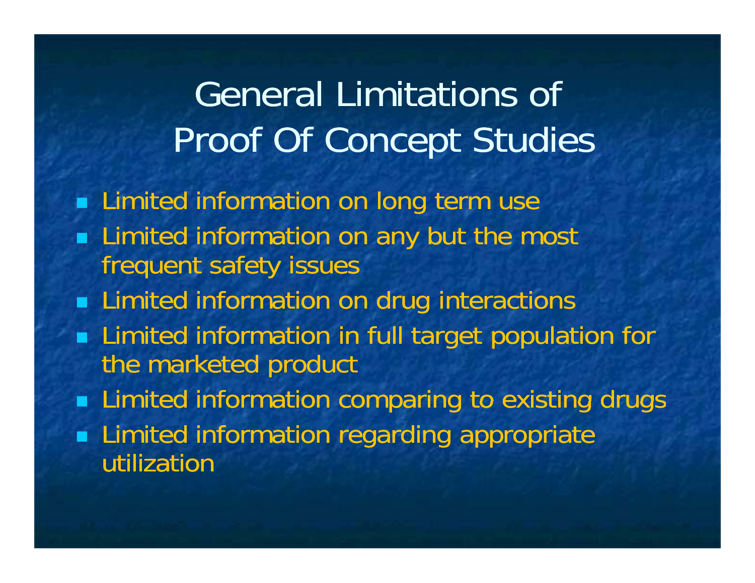# General Limitations of Proof Of Concept Studies

- Limited information on long term use
- Limited information on any but the most frequent safety issues
- Limited information on drug interactions
- Limited information in full target population for the marketed product
- Limited information comparing to existing drugs
- Limited information regarding appropriate utilization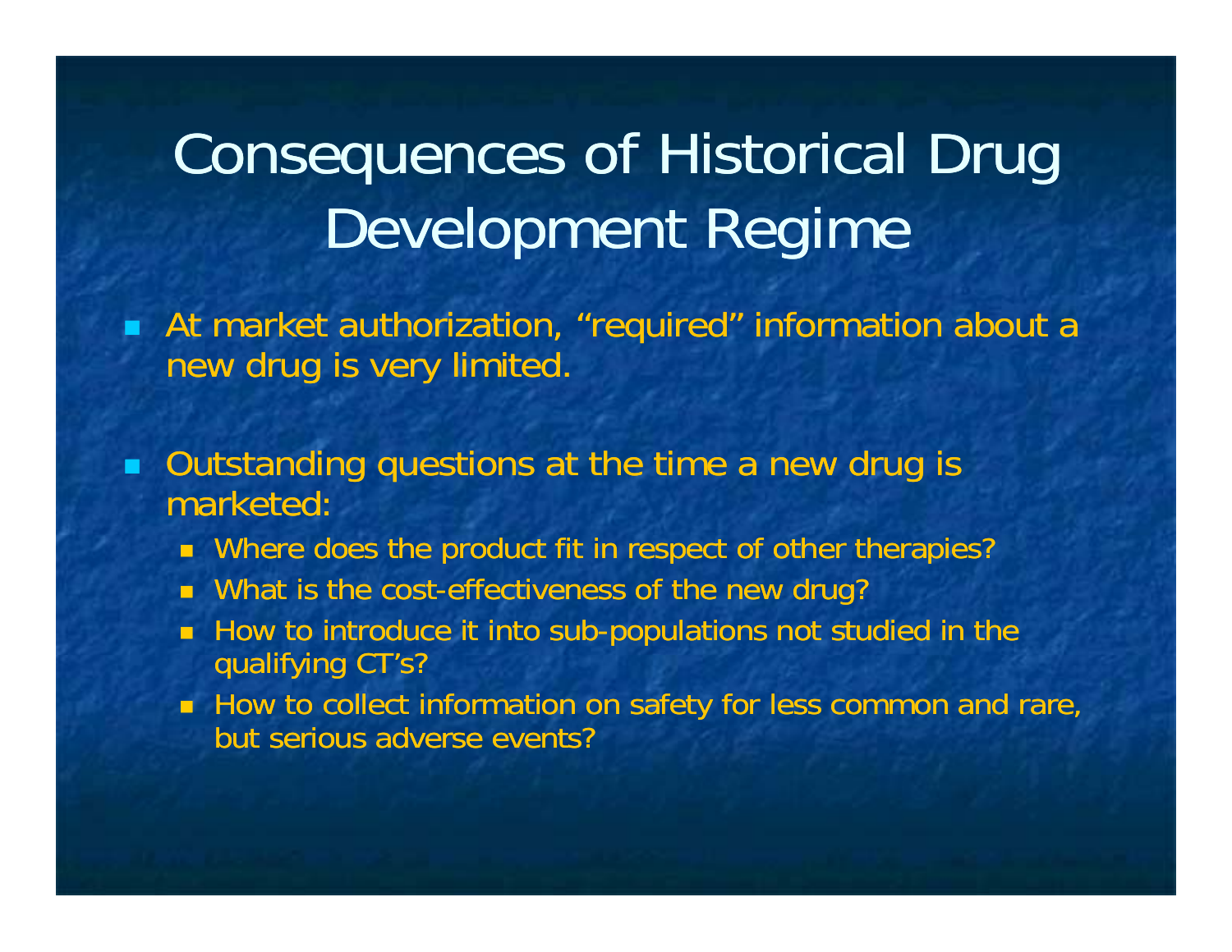# Consequences of Historical Drug Development Regime

- At market authorization, “required” information about a new drug is very limited.
- Outstanding questions at the time a new drug is marketed:
  - Where does the product fit in respect of other therapies?
  - What is the cost-effectiveness of the new drug?
  - How to introduce it into sub-populations not studied in the qualifying CT’s?
  - How to collect information on safety for less common and rare, but serious adverse events?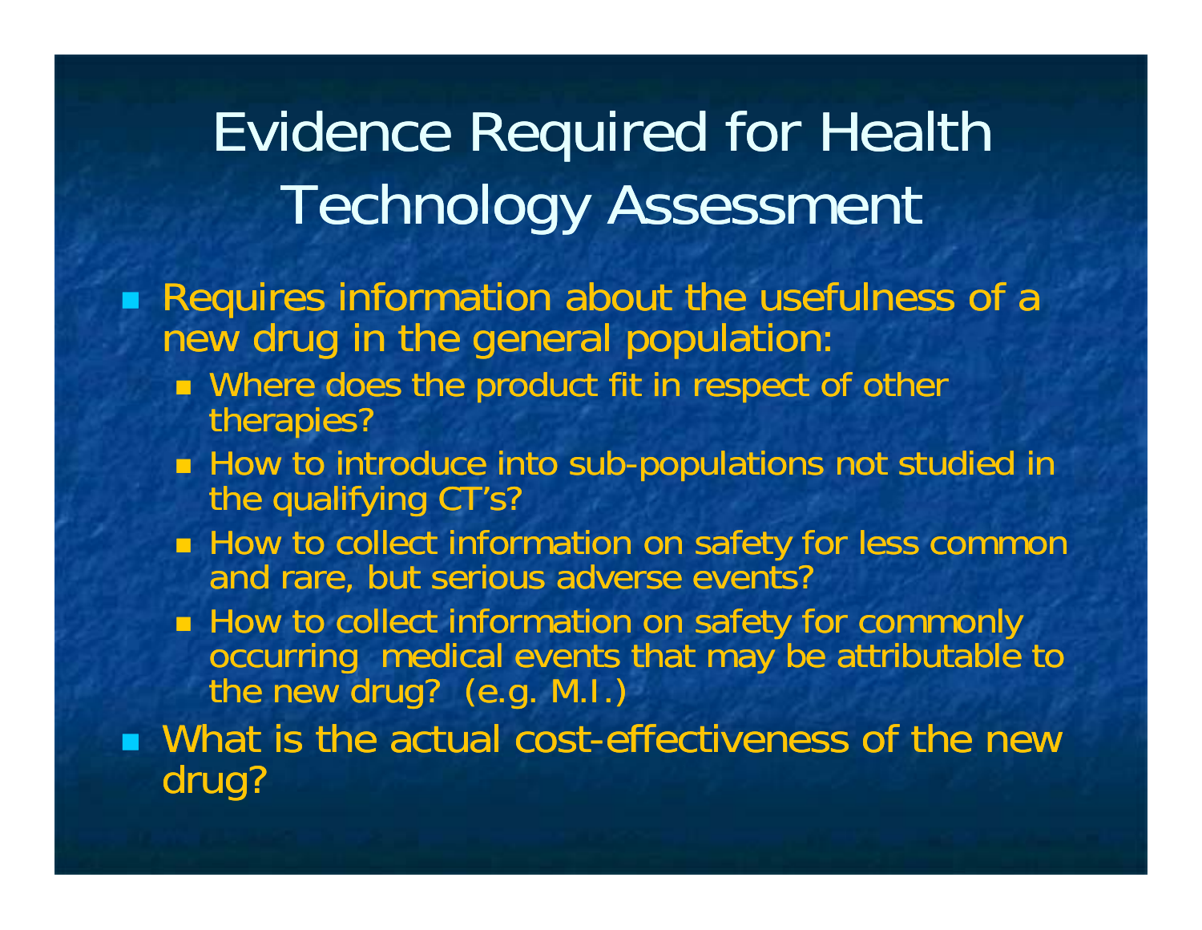# Evidence Required for Health Technology Assessment

- Requires information about the usefulness of a new drug in the general population:
  - Where does the product fit in respect of other therapies?
  - How to introduce into sub-populations not studied in the qualifying CT's?
  - How to collect information on safety for less common and rare, but serious adverse events?
  - How to collect information on safety for commonly occurring medical events that may be attributable to the new drug? (e.g. M.I.)
- What is the actual cost-effectiveness of the new drug?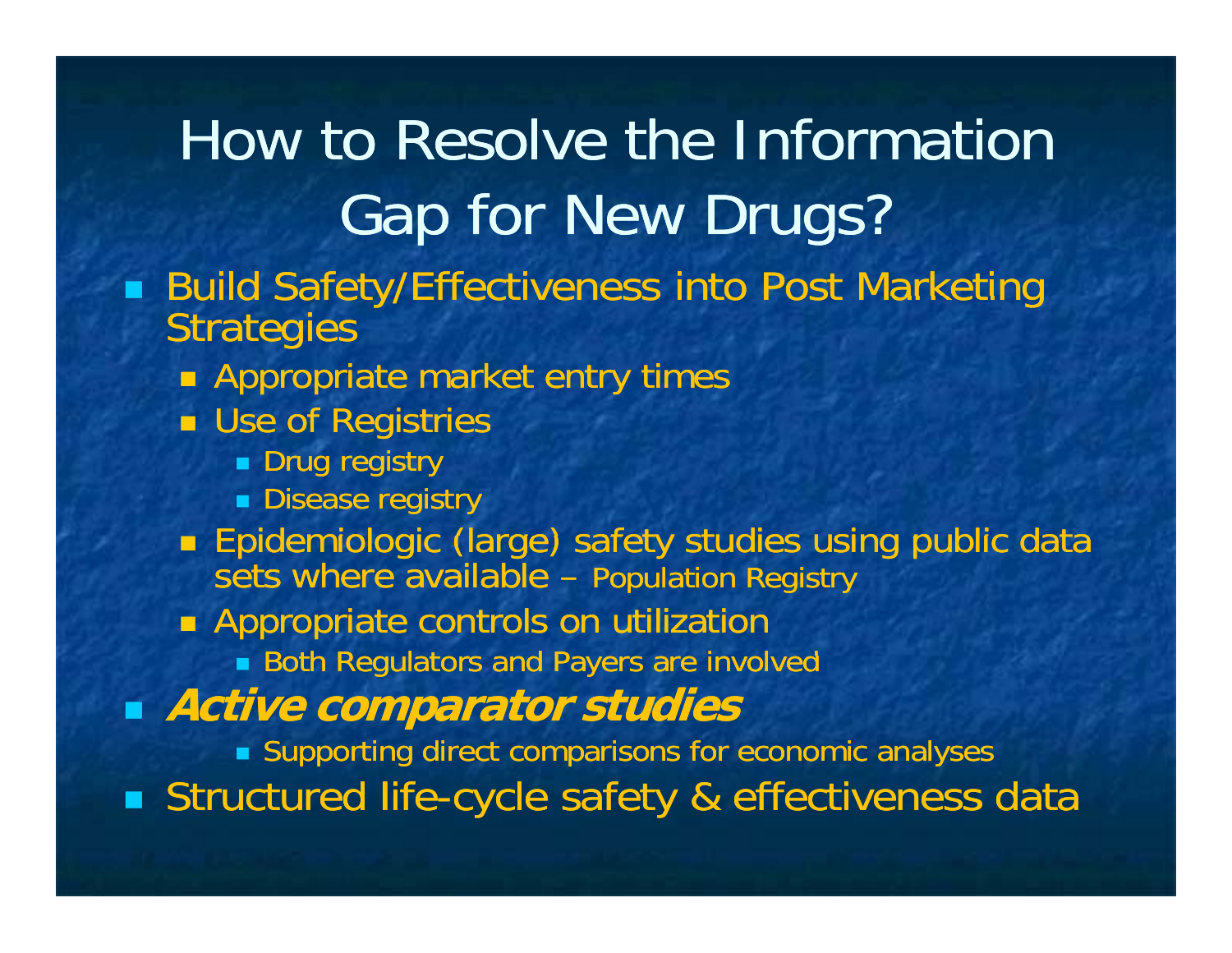# How to Resolve the Information Gap for New Drugs?

- Build Safety/Effectiveness into Post Marketing Strategies
  - Appropriate market entry times
  - Use of Registries
    - Drug registry
    - Disease registry
  - Epidemiologic (large) safety studies using public data sets where available – Population Registry
  - Appropriate controls on utilization
    - Both Regulators and Payers are involved
- ***Active comparator studies***
    - Supporting direct comparisons for economic analyses
- Structured life-cycle safety & effectiveness data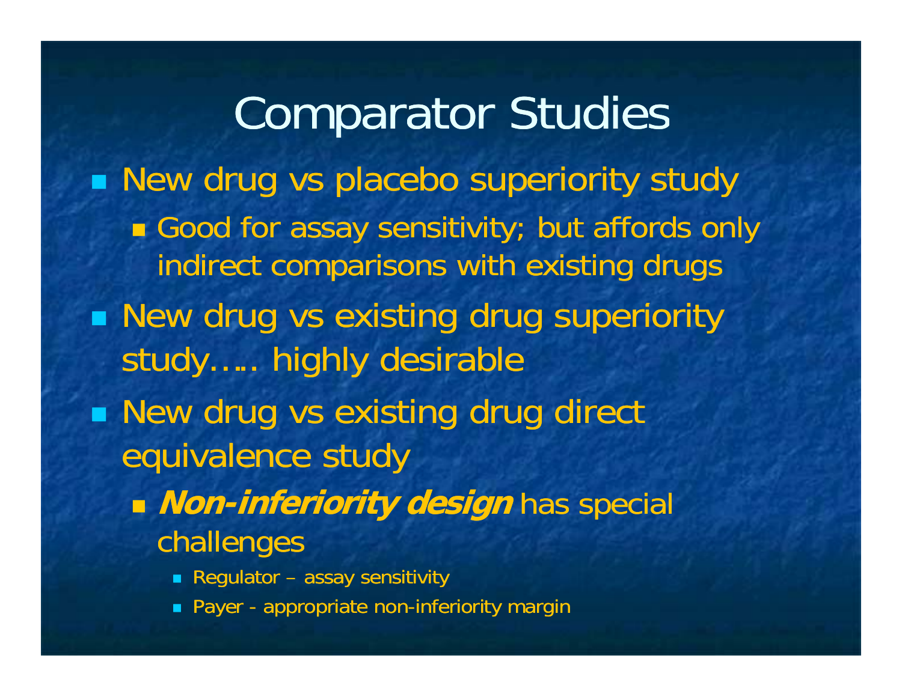# Comparator Studies

- New drug vs placebo superiority study
  - Good for assay sensitivity; but affords only indirect comparisons with existing drugs
- New drug vs existing drug superiority study….. highly desirable
- New drug vs existing drug direct equivalence study
  - ***Non-inferiority design*** has special challenges
    - Regulator – assay sensitivity
    - Payer - appropriate non-inferiority margin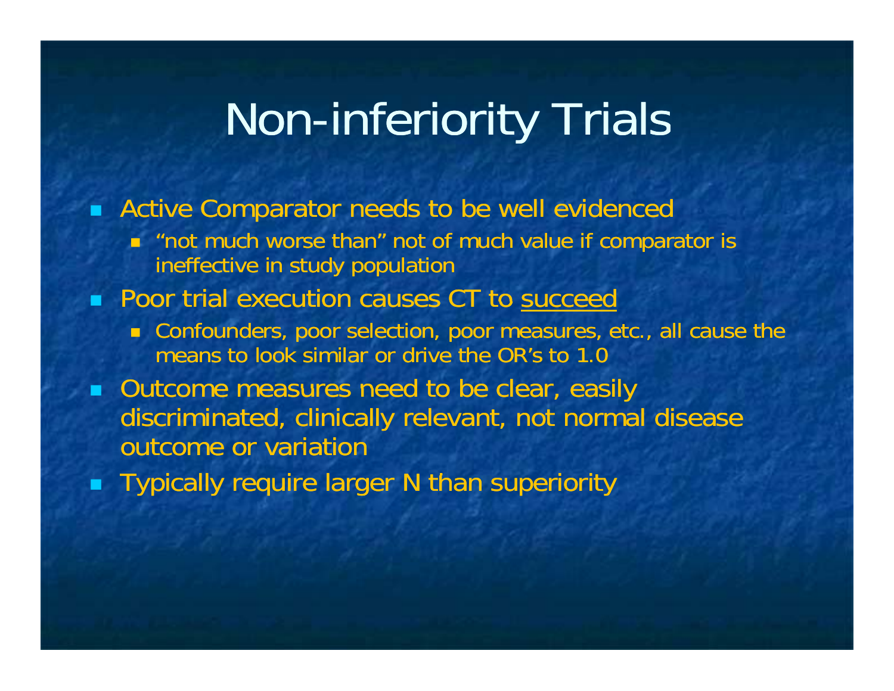# Non-inferiority Trials

- Active Comparator needs to be well evidenced
  - "not much worse than" not of much value if comparator is ineffective in study population
- Poor trial execution causes CT to <u>succeed</u>
  - Confounders, poor selection, poor measures, etc., all cause the means to look similar or drive the OR's to 1.0
- Outcome measures need to be clear, easily discriminated, clinically relevant, not normal disease outcome or variation
- Typically require larger N than superiority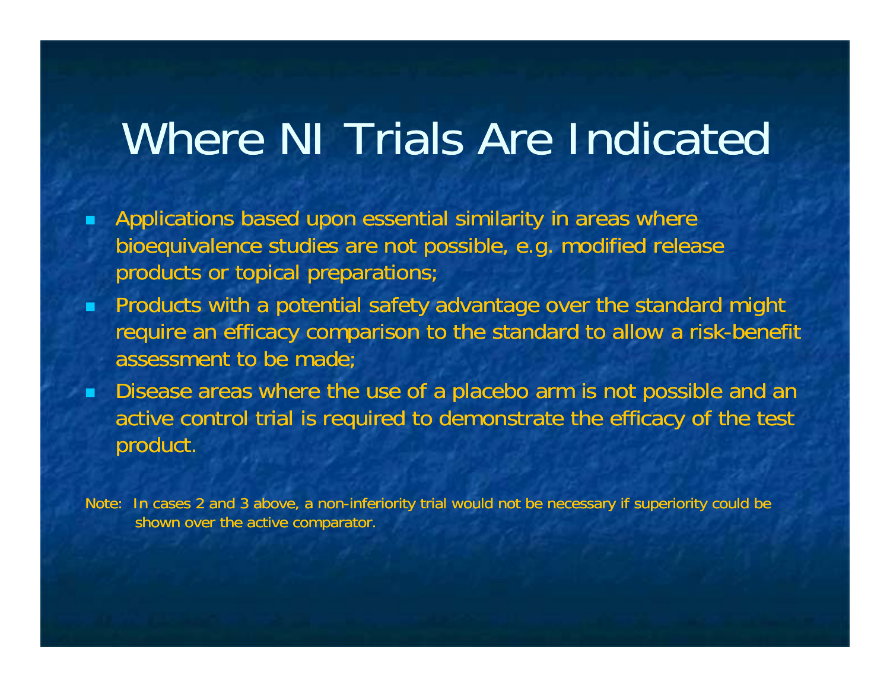# Where NI Trials Are Indicated

- Applications based upon essential similarity in areas where bioequivalence studies are not possible, e.g. modified release products or topical preparations;
- Products with a potential safety advantage over the standard might require an efficacy comparison to the standard to allow a risk-benefit assessment to be made;
- Disease areas where the use of a placebo arm is not possible and an active control trial is required to demonstrate the efficacy of the test product.

Note: In cases 2 and 3 above, a non-inferiority trial would not be necessary if superiority could be shown over the active comparator.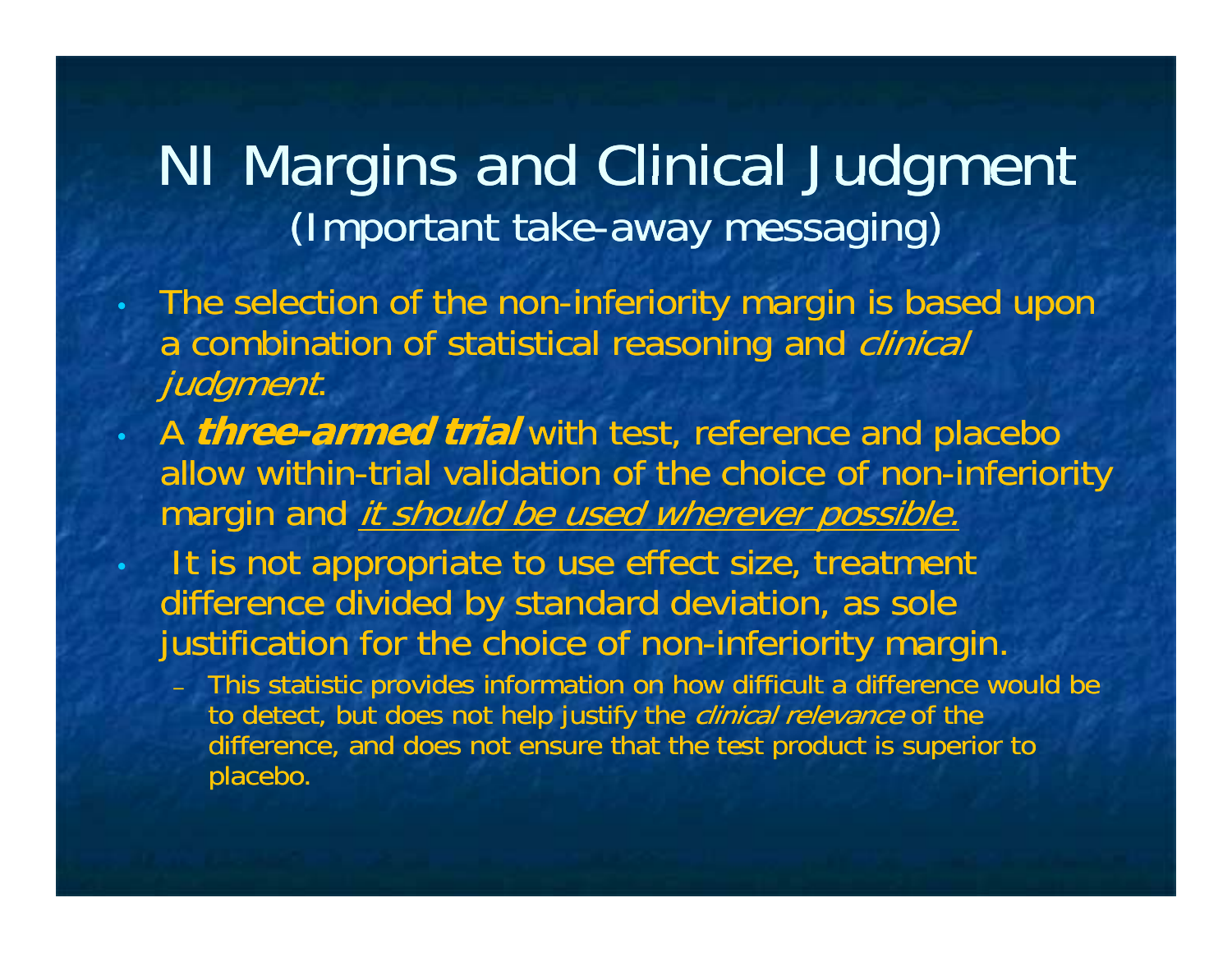# NI Margins and Clinical Judgment

(Important take-away messaging)

- The selection of the non-inferiority margin is based upon a combination of statistical reasoning and *clinical judgment*.
- A ***three-armed trial*** with test, reference and placebo allow within-trial validation of the choice of non-inferiority margin and *it should be used wherever possible.*
- It is not appropriate to use effect size, treatment difference divided by standard deviation, as sole justification for the choice of non-inferiority margin.
  - This statistic provides information on how difficult a difference would be to detect, but does not help justify the *clinical relevance* of the difference, and does not ensure that the test product is superior to placebo.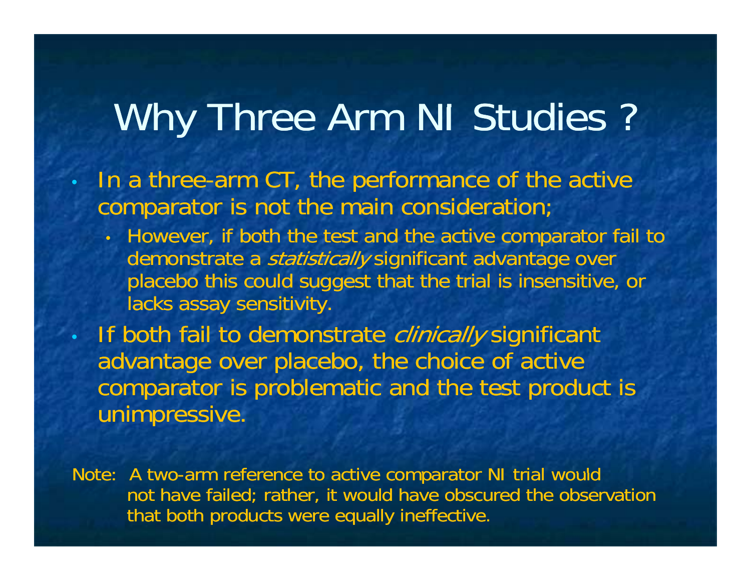# Why Three Arm NI Studies ?

- In a three-arm CT, the performance of the active comparator is not the main consideration;
  - However, if both the test and the active comparator fail to demonstrate a *statistically* significant advantage over placebo this could suggest that the trial is insensitive, or lacks assay sensitivity.
- If both fail to demonstrate *clinically* significant advantage over placebo, the choice of active comparator is problematic and the test product is unimpressive.

Note: A two-arm reference to active comparator NI trial would not have failed; rather, it would have obscured the observation that both products were equally ineffective.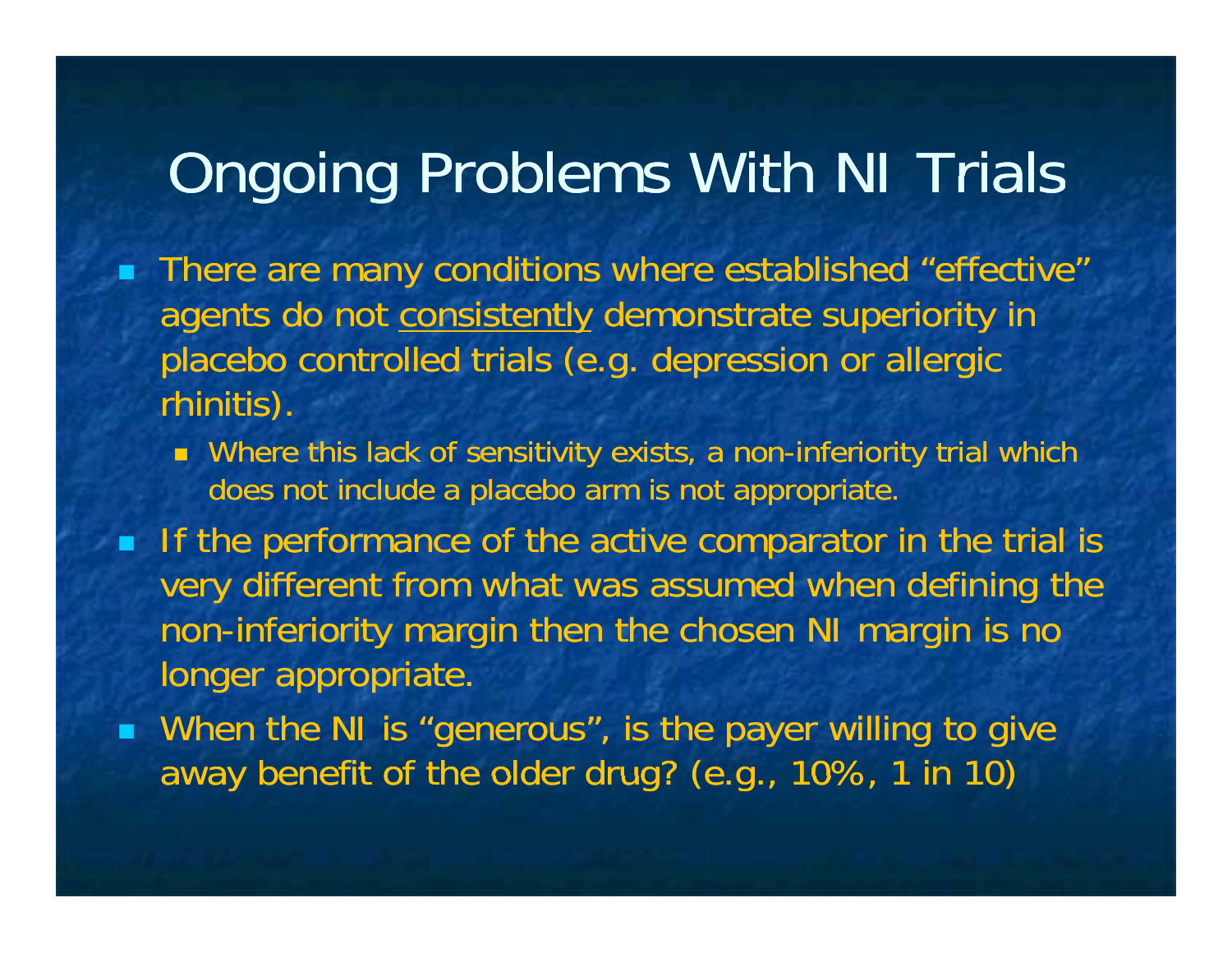# Ongoing Problems With NI Trials

- There are many conditions where established “effective” agents do not <u>consistently</u> demonstrate superiority in placebo controlled trials (e.g. depression or allergic rhinitis).
  - Where this lack of sensitivity exists, a non-inferiority trial which does not include a placebo arm is not appropriate.
- If the performance of the active comparator in the trial is very different from what was assumed when defining the non-inferiority margin then the chosen NI margin is no longer appropriate.
- When the NI is “generous”, is the payer willing to give away benefit of the older drug? (e.g., 10%, 1 in 10)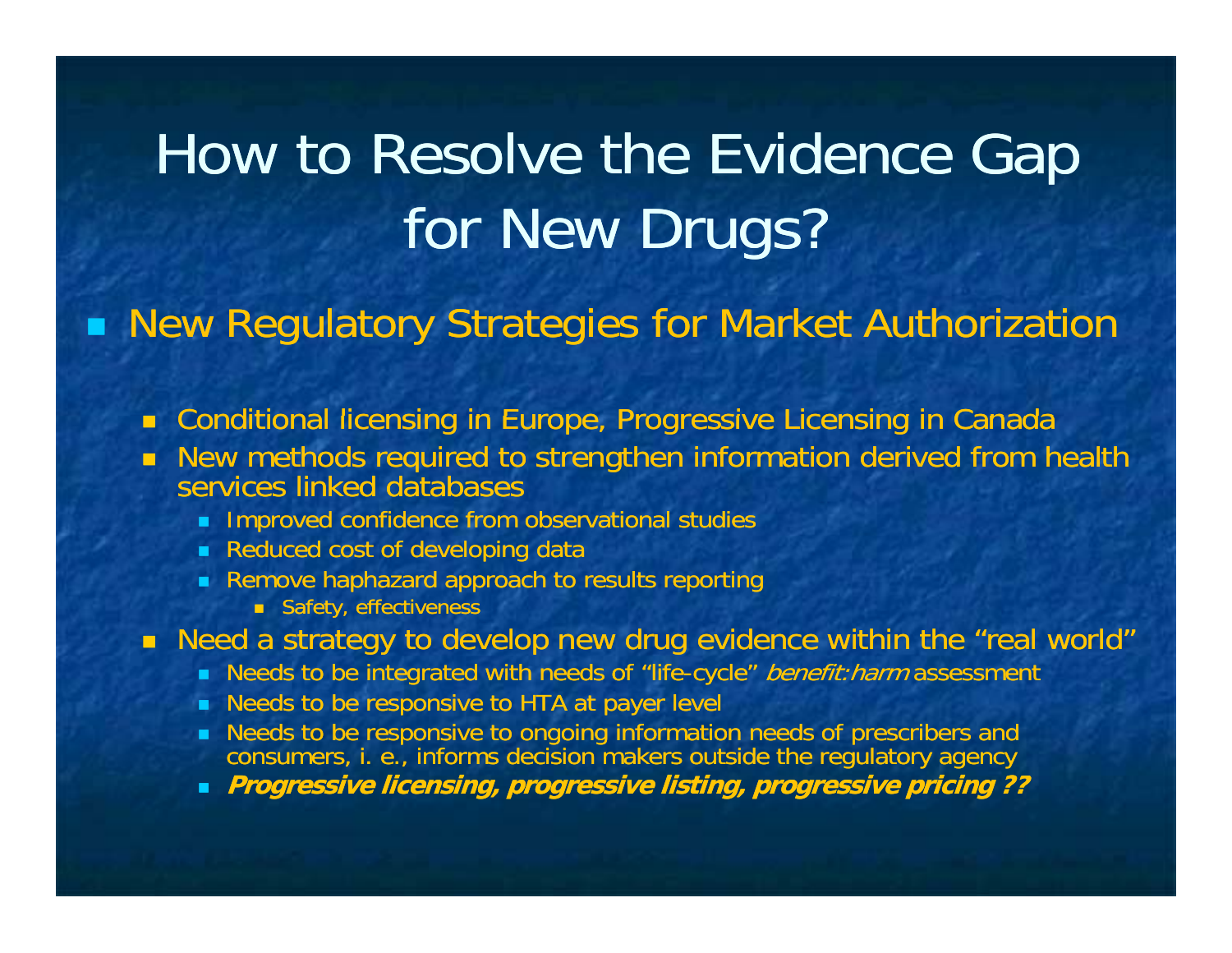# How to Resolve the Evidence Gap for New Drugs?

- New Regulatory Strategies for Market Authorization
  - Conditional licensing in Europe, Progressive Licensing in Canada
  - New methods required to strengthen information derived from health services linked databases
    - Improved confidence from observational studies
    - Reduced cost of developing data
    - Remove haphazard approach to results reporting
      - Safety, effectiveness
  - Need a strategy to develop new drug evidence within the "real world"
    - Needs to be integrated with needs of "life-cycle" *benefit:harm* assessment
    - Needs to be responsive to HTA at payer level
    - Needs to be responsive to ongoing information needs of prescribers and consumers, i. e., informs decision makers outside the regulatory agency
    - ***Progressive licensing, progressive listing, progressive pricing ??***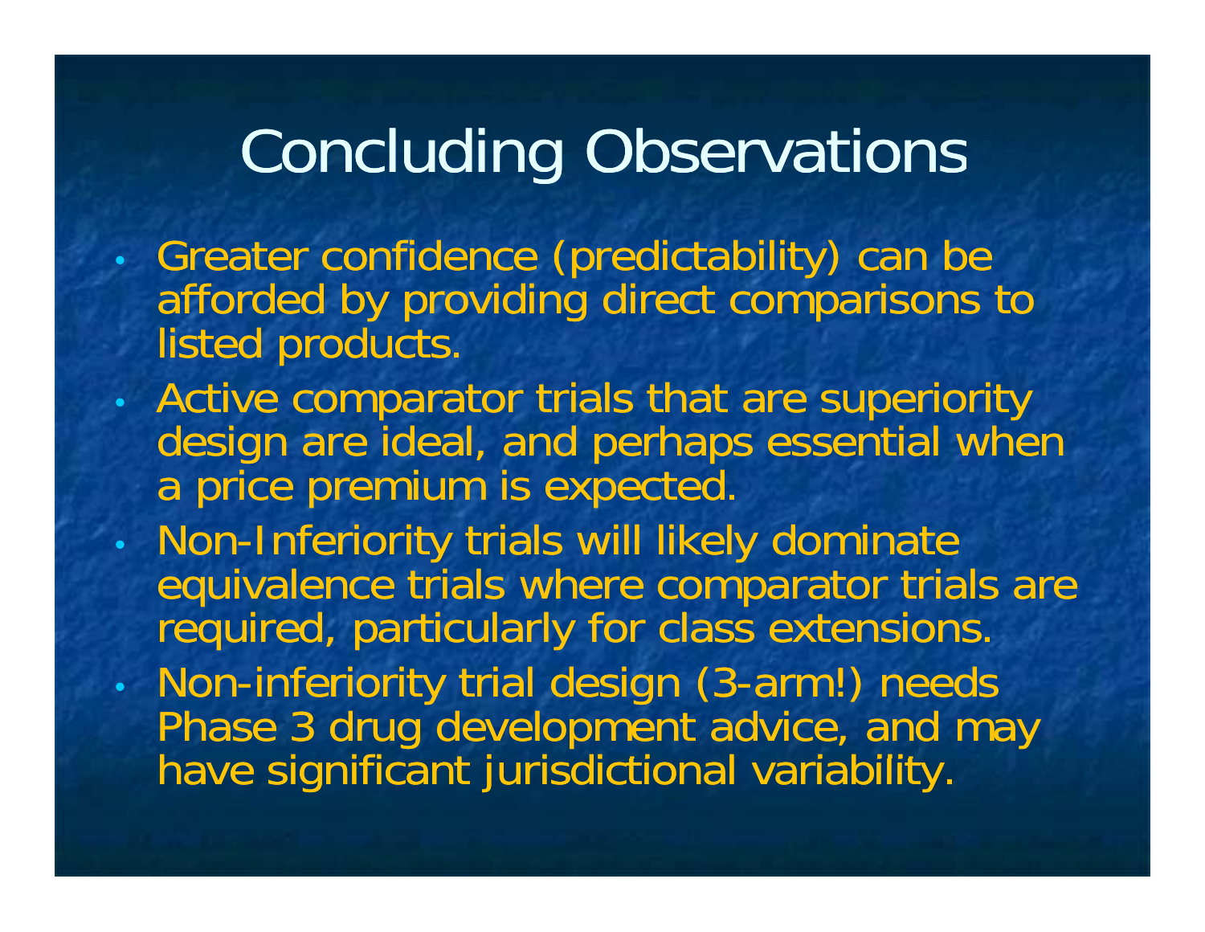# Concluding Observations

- Greater confidence (predictability) can be afforded by providing direct comparisons to listed products.
- Active comparator trials that are superiority design are ideal, and perhaps essential when a price premium is expected.
- Non-Inferiority trials will likely dominate equivalence trials where comparator trials are required, particularly for class extensions.
- Non-inferiority trial design (3-arm!) needs Phase 3 drug development advice, and may have significant jurisdictional variability.